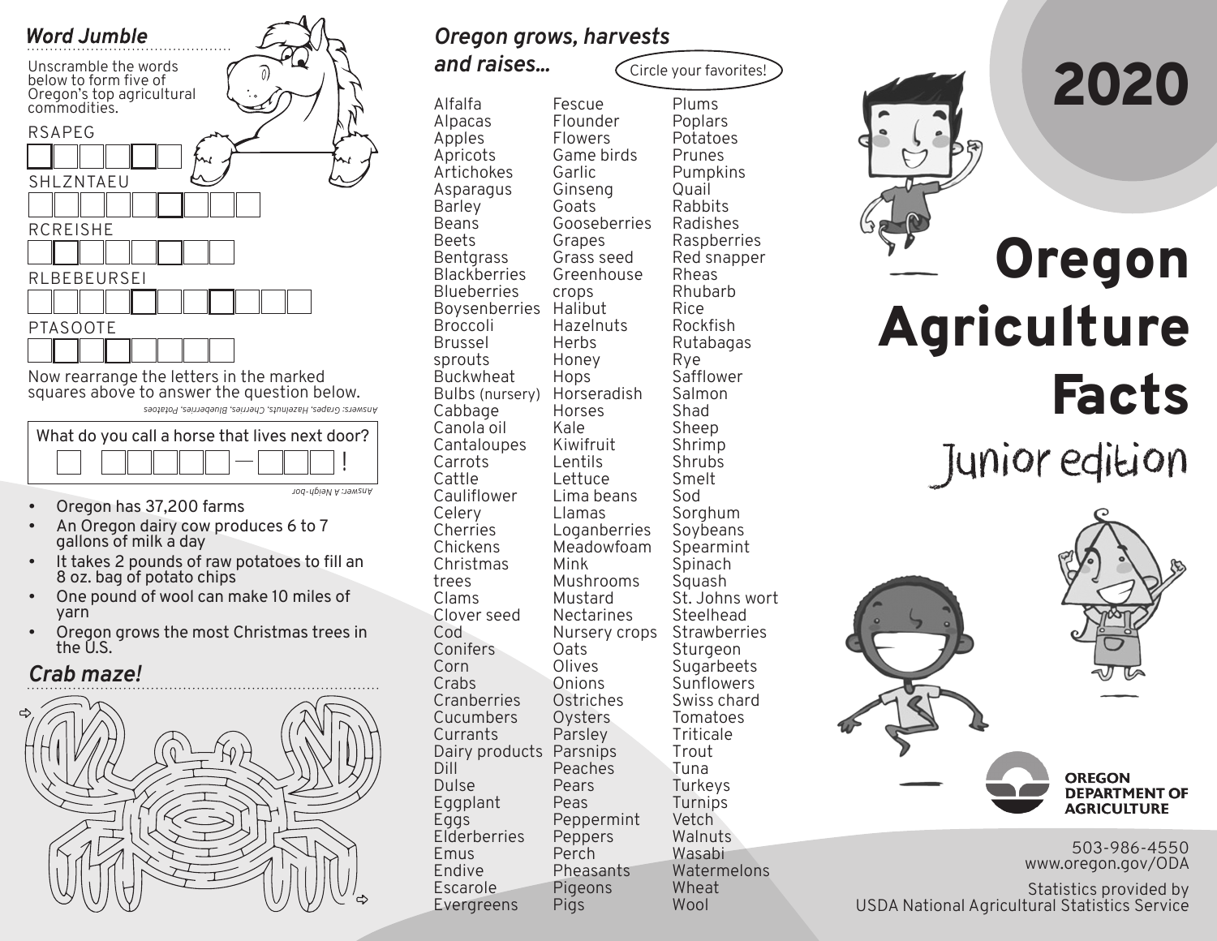## Word Jumble

Unscramble the words below to form five of Oregon's top agricultural commodities.

RSAPEG

SHLZNTAEU

RCREISHE

RLBEBEURSEI

PTASOOTE

Now rearrange the letters in the marked squares above to answer the question below.

*Answers: Grapes, Hazelnuts, Cherries, Blueberries, Potatoes*

What do you call a horse that lives next door?

_ _ _ _ _ _ — _ _ _ !

*Answer: A Neigh-bor*

- Oregon has 37,200 farms
- An Oregon dairy cow produces 6 to 7 gallons of milk a day
- It takes 2 pounds of raw potatoes to fill an 8 oz. bag of potato chips
- One pound of wool can make 10 miles of yarn
- Oregon grows the most Christmas trees in the U.S.

## Crab maze!

## Oregon grows, harvests and raises...

Circle your favorites!

Alfalfa
Alpacas
Apples
Apricots
Artichokes
Asparagus
Barley
Beans
Beets
Bentgrass
Blackberries
Blueberries
Boysenberries
Broccoli
Brussel sprouts
Buckwheat
Bulbs (nursery)
Cabbage
Canola oil
Cantaloupes
Carrots
Cattle
Cauliflower
Celery
Cherries
Chickens
Christmas trees
Clams
Clover seed
Cod
Conifers
Corn
Crabs
Cranberries
Cucumbers
Currants
Dairy products
Dill
Dulse
Eggplant
Eggs
Elderberries
Emus
Endive
Escarole
Evergreens
Fescue
Flounder
Flowers
Game birds
Garlic
Ginseng
Goats
Gooseberries
Grapes
Grass seed
Greenhouse crops
Halibut
Hazelnuts
Herbs
Honey
Hops
Horseradish
Horses
Kale
Kiwifruit
Lentils
Lettuce
Lima beans
Llamas
Loganberries
Meadowfoam
Mink
Mushrooms
Mustard
Nectarines
Nursery crops
Oats
Olives
Onions
Ostriches
Oysters
Parsley
Parsnips
Peaches
Pears
Peas
Peppermint
Peppers
Perch
Pheasants
Pigeons
Pigs
Plums
Poplars
Potatoes
Prunes
Pumpkins
Quail
Rabbits
Radishes
Raspberries
Red snapper
Rheas
Rhubarb
Rice
Rockfish
Rutabagas
Rye
Safflower
Salmon
Shad
Sheep
Shrimp
Shrubs
Smelt
Sod
Sorghum
Soybeans
Spearmint
Spinach
Squash
St. Johns wort
Steelhead
Strawberries
Sturgeon
Sugarbeets
Sunflowers
Swiss chard
Tomatoes
Triticale
Trout
Tuna
Turkeys
Turnips
Vetch
Walnuts
Wasabi
Watermelons
Wheat
Wool

# 2020

# Oregon Agriculture Facts

## Junior edition

OREGON DEPARTMENT OF AGRICULTURE

503-986-4550
www.oregon.gov/ODA

Statistics provided by USDA National Agricultural Statistics Service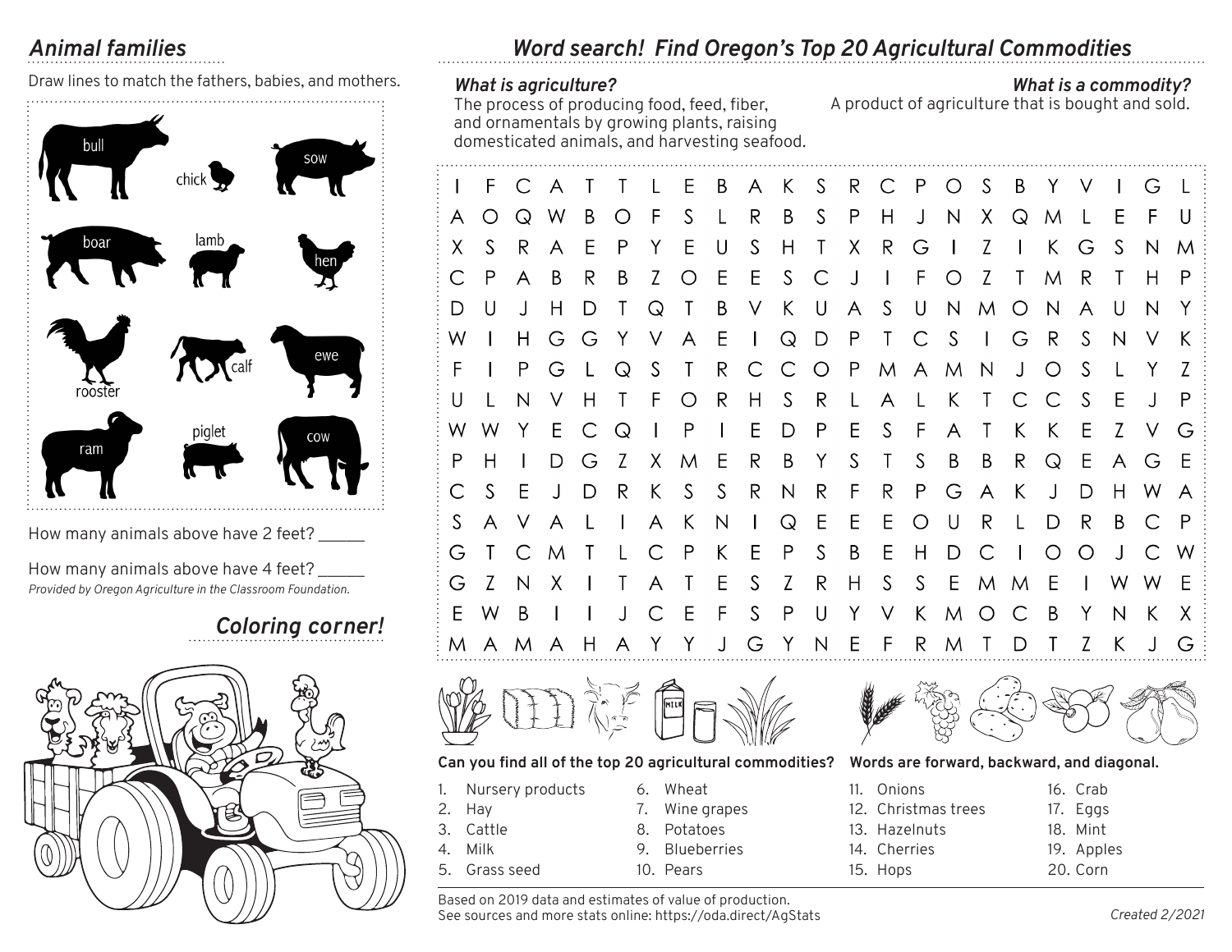## Animal families

Draw lines to match the fathers, babies, and mothers.

bull, chick, sow, boar, lamb, hen, rooster, calf, ewe, ram, piglet, cow

How many animals above have 2 feet? ______

How many animals above have 4 feet? ______

*Provided by Oregon Agriculture in the Classroom Foundation.*

## Coloring corner!

## Word search! Find Oregon's Top 20 Agricultural Commodities

***What is agriculture?***
The process of producing food, feed, fiber, and ornamentals by growing plants, raising domesticated animals, and harvesting seafood.

***What is a commodity?***
A product of agriculture that is bought and sold.

```
I F C A T T L E B A K S R C P O S B Y V I G L
A O Q W B O F S L R B S P H J N X Q M L E F U
X S R A E P Y E U S H T X R G I Z I K G S N M
C P A B R B Z O E E S C J I F O Z T M R T H P
D U J H D T Q T B V K U A S U N M O N A U N Y
W I H G G Y V A E I Q D P T C S I G R S N V K
F I P G L Q S T R C C O P M A M N J O S L Y Z
U L N V H T F O R H S R L A L K T C C S E J P
W W Y E C Q I P I E D P E S F A T K K E Z V G
P H I D G Z X M E R B Y S T S B B R Q E A G E
C S E J D R K S S R N R F R P G A K J D H W A
S A V A L I A K N I Q E E E O U R L D R B C P
G T C M T L C P K E P S B E H D C I O O J C W
G Z N X I T A T E S Z R H S S E M M E I W W E
E W B I I J C E F S P U Y V K M O C B Y N K X
M A M A H A Y Y J G Y N E F R M T D T Z K J G
```

**Can you find all of the top 20 agricultural commodities? Words are forward, backward, and diagonal.**

1. Nursery products
2. Hay
3. Cattle
4. Milk
5. Grass seed
6. Wheat
7. Wine grapes
8. Potatoes
9. Blueberries
10. Pears
11. Onions
12. Christmas trees
13. Hazelnuts
14. Cherries
15. Hops
16. Crab
17. Eggs
18. Mint
19. Apples
20. Corn

Based on 2019 data and estimates of value of production.
See sources and more stats online: https://oda.direct/AgStats

*Created 2/2021*